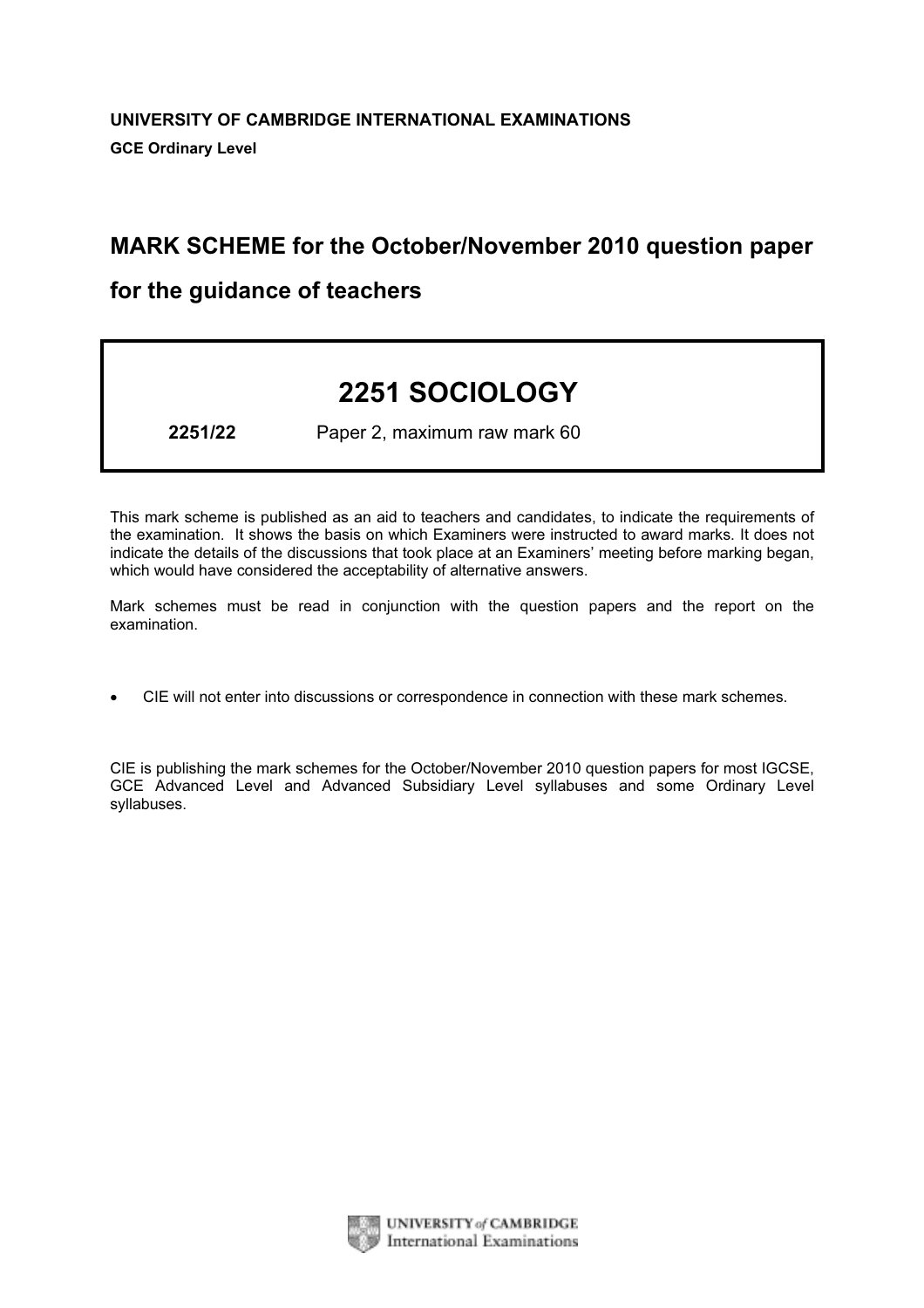**UNIVERSITY OF CAMBRIDGE INTERNATIONAL EXAMINATIONS**

**GCE Ordinary Level**

# MARK SCHEME for the October/November 2010 question paper

## for the guidance of teachers

# 2251 SOCIOLOGY

**2251/22** Paper 2, maximum raw mark 60

This mark scheme is published as an aid to teachers and candidates, to indicate the requirements of the examination. It shows the basis on which Examiners were instructed to award marks. It does not indicate the details of the discussions that took place at an Examiners' meeting before marking began, which would have considered the acceptability of alternative answers.

Mark schemes must be read in conjunction with the question papers and the report on the examination.

- CIE will not enter into discussions or correspondence in connection with these mark schemes.

CIE is publishing the mark schemes for the October/November 2010 question papers for most IGCSE, GCE Advanced Level and Advanced Subsidiary Level syllabuses and some Ordinary Level syllabuses.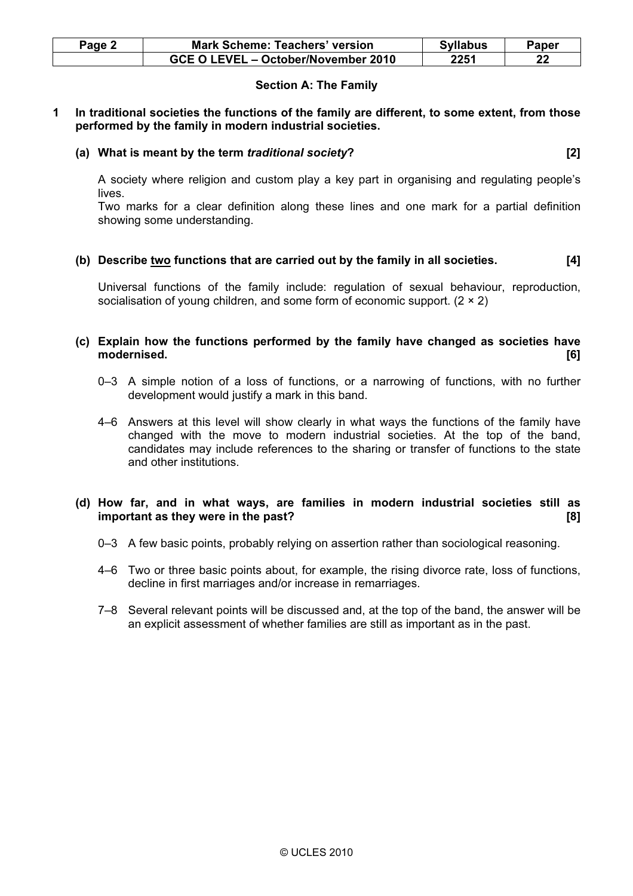## Section A: The Family

**1 In traditional societies the functions of the family are different, to some extent, from those performed by the family in modern industrial societies.**

**(a) What is meant by the term *traditional society*? [2]**

A society where religion and custom play a key part in organising and regulating people's lives.
Two marks for a clear definition along these lines and one mark for a partial definition showing some understanding.

**(b) Describe <u>two</u> functions that are carried out by the family in all societies. [4]**

Universal functions of the family include: regulation of sexual behaviour, reproduction, socialisation of young children, and some form of economic support. (2 × 2)

**(c) Explain how the functions performed by the family have changed as societies have modernised. [6]**

0–3 A simple notion of a loss of functions, or a narrowing of functions, with no further development would justify a mark in this band.

4–6 Answers at this level will show clearly in what ways the functions of the family have changed with the move to modern industrial societies. At the top of the band, candidates may include references to the sharing or transfer of functions to the state and other institutions.

**(d) How far, and in what ways, are families in modern industrial societies still as important as they were in the past? [8]**

0–3 A few basic points, probably relying on assertion rather than sociological reasoning.

4–6 Two or three basic points about, for example, the rising divorce rate, loss of functions, decline in first marriages and/or increase in remarriages.

7–8 Several relevant points will be discussed and, at the top of the band, the answer will be an explicit assessment of whether families are still as important as in the past.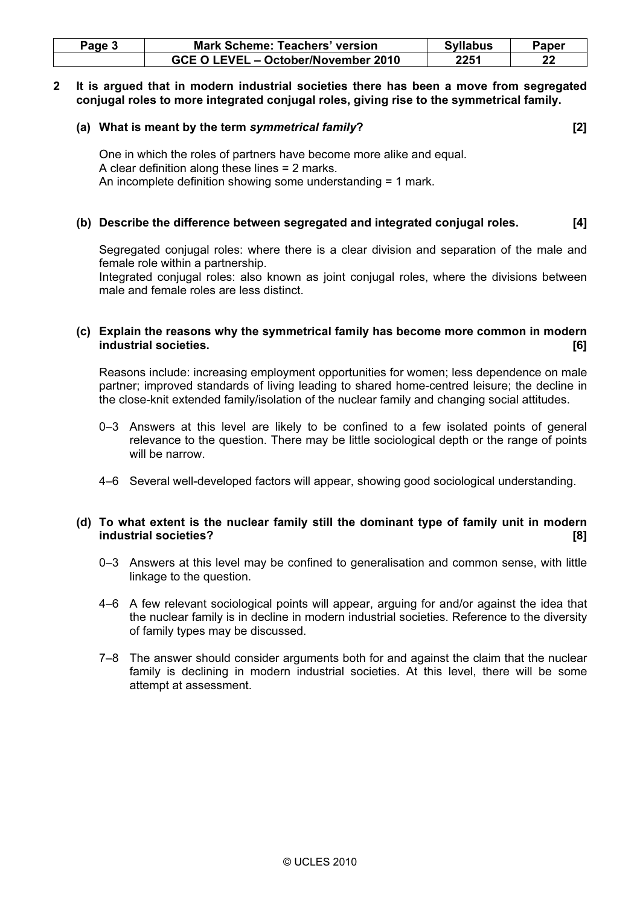**2 It is argued that in modern industrial societies there has been a move from segregated conjugal roles to more integrated conjugal roles, giving rise to the symmetrical family.**

**(a) What is meant by the term *symmetrical family*? [2]**

One in which the roles of partners have become more alike and equal.
A clear definition along these lines = 2 marks.
An incomplete definition showing some understanding = 1 mark.

**(b) Describe the difference between segregated and integrated conjugal roles. [4]**

Segregated conjugal roles: where there is a clear division and separation of the male and female role within a partnership.
Integrated conjugal roles: also known as joint conjugal roles, where the divisions between male and female roles are less distinct.

**(c) Explain the reasons why the symmetrical family has become more common in modern industrial societies. [6]**

Reasons include: increasing employment opportunities for women; less dependence on male partner; improved standards of living leading to shared home-centred leisure; the decline in the close-knit extended family/isolation of the nuclear family and changing social attitudes.

- 0–3 Answers at this level are likely to be confined to a few isolated points of general relevance to the question. There may be little sociological depth or the range of points will be narrow.
- 4–6 Several well-developed factors will appear, showing good sociological understanding.

**(d) To what extent is the nuclear family still the dominant type of family unit in modern industrial societies? [8]**

- 0–3 Answers at this level may be confined to generalisation and common sense, with little linkage to the question.
- 4–6 A few relevant sociological points will appear, arguing for and/or against the idea that the nuclear family is in decline in modern industrial societies. Reference to the diversity of family types may be discussed.
- 7–8 The answer should consider arguments both for and against the claim that the nuclear family is declining in modern industrial societies. At this level, there will be some attempt at assessment.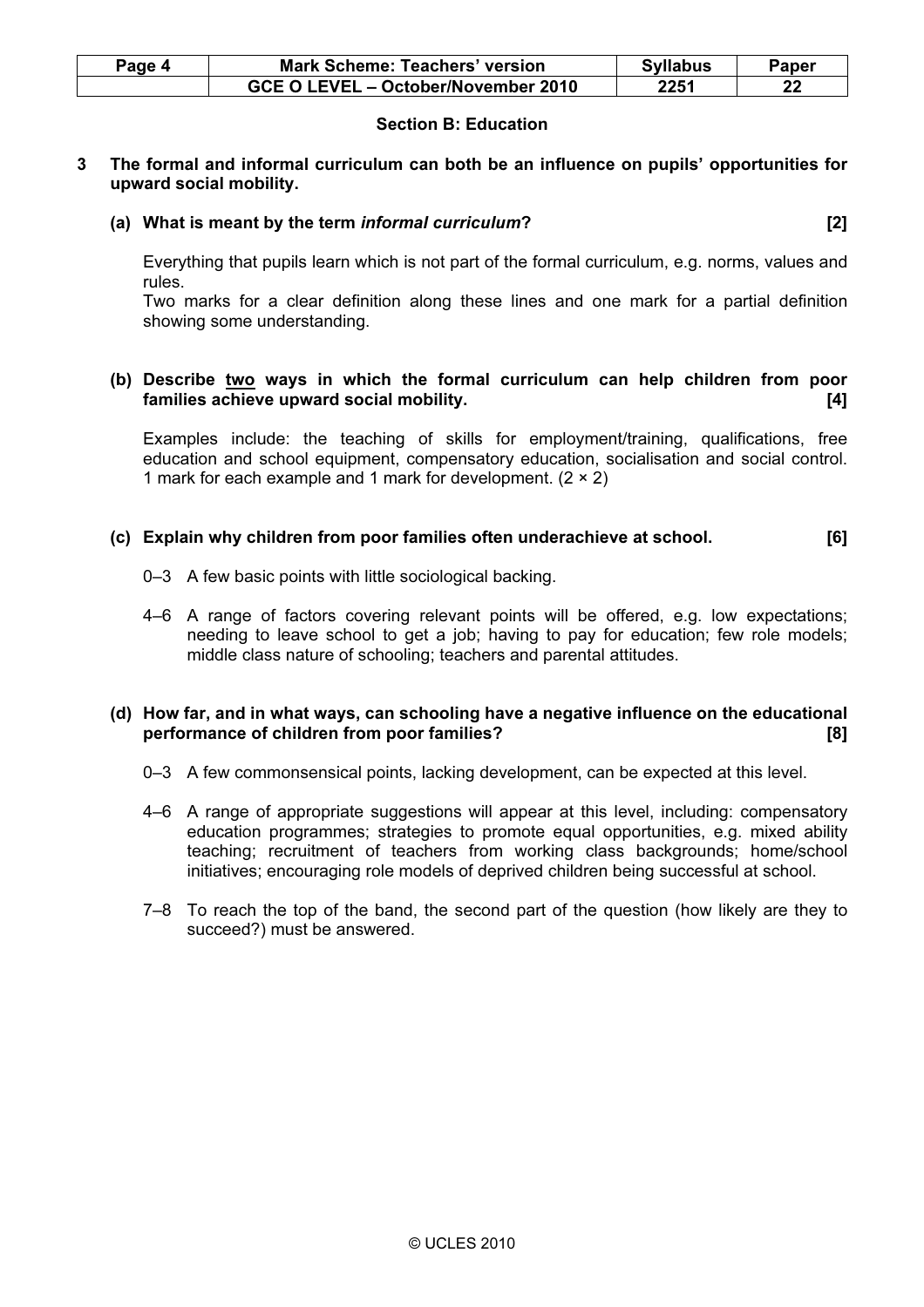## Section B: Education

**3 The formal and informal curriculum can both be an influence on pupils' opportunities for upward social mobility.**

**(a) What is meant by the term *informal curriculum*? [2]**

Everything that pupils learn which is not part of the formal curriculum, e.g. norms, values and rules.
Two marks for a clear definition along these lines and one mark for a partial definition showing some understanding.

**(b) Describe <u>two</u> ways in which the formal curriculum can help children from poor families achieve upward social mobility. [4]**

Examples include: the teaching of skills for employment/training, qualifications, free education and school equipment, compensatory education, socialisation and social control. 1 mark for each example and 1 mark for development. (2 × 2)

**(c) Explain why children from poor families often underachieve at school. [6]**

0–3 A few basic points with little sociological backing.

4–6 A range of factors covering relevant points will be offered, e.g. low expectations; needing to leave school to get a job; having to pay for education; few role models; middle class nature of schooling; teachers and parental attitudes.

**(d) How far, and in what ways, can schooling have a negative influence on the educational performance of children from poor families? [8]**

0–3 A few commonsensical points, lacking development, can be expected at this level.

4–6 A range of appropriate suggestions will appear at this level, including: compensatory education programmes; strategies to promote equal opportunities, e.g. mixed ability teaching; recruitment of teachers from working class backgrounds; home/school initiatives; encouraging role models of deprived children being successful at school.

7–8 To reach the top of the band, the second part of the question (how likely are they to succeed?) must be answered.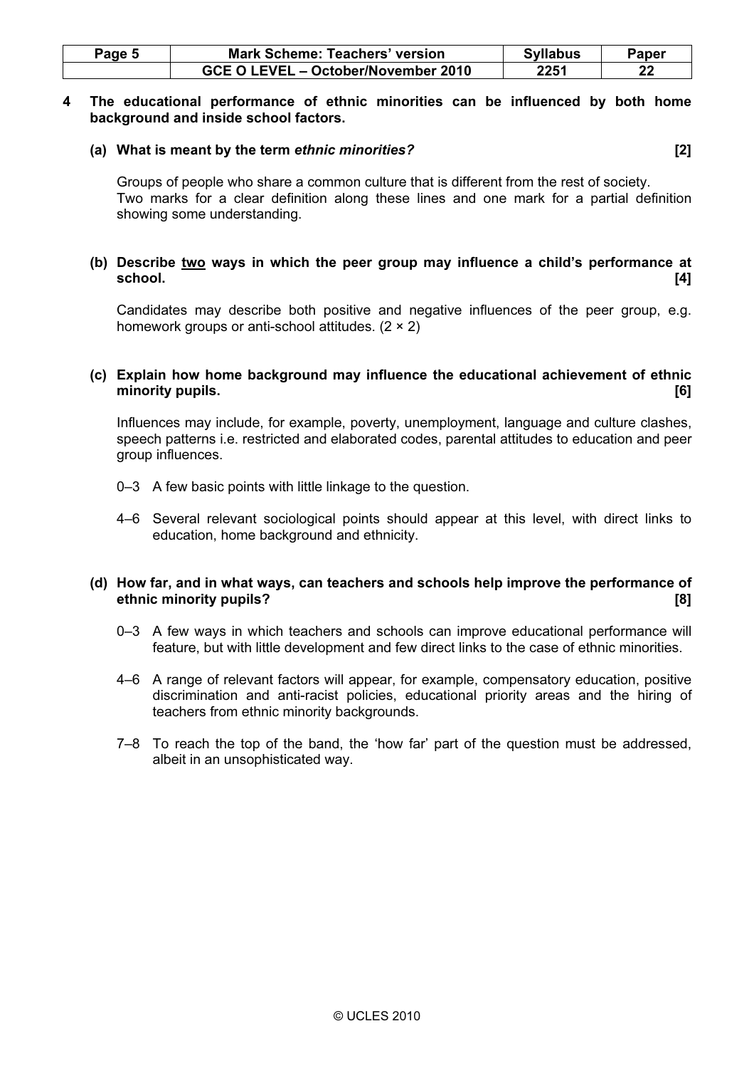**4 The educational performance of ethnic minorities can be influenced by both home background and inside school factors.**

**(a) What is meant by the term *ethnic minorities?*** **[2]**

Groups of people who share a common culture that is different from the rest of society. Two marks for a clear definition along these lines and one mark for a partial definition showing some understanding.

**(b) Describe two ways in which the peer group may influence a child's performance at school.** **[4]**

Candidates may describe both positive and negative influences of the peer group, e.g. homework groups or anti-school attitudes. (2 × 2)

**(c) Explain how home background may influence the educational achievement of ethnic minority pupils.** **[6]**

Influences may include, for example, poverty, unemployment, language and culture clashes, speech patterns i.e. restricted and elaborated codes, parental attitudes to education and peer group influences.

0–3 A few basic points with little linkage to the question.

4–6 Several relevant sociological points should appear at this level, with direct links to education, home background and ethnicity.

**(d) How far, and in what ways, can teachers and schools help improve the performance of ethnic minority pupils?** **[8]**

0–3 A few ways in which teachers and schools can improve educational performance will feature, but with little development and few direct links to the case of ethnic minorities.

4–6 A range of relevant factors will appear, for example, compensatory education, positive discrimination and anti-racist policies, educational priority areas and the hiring of teachers from ethnic minority backgrounds.

7–8 To reach the top of the band, the 'how far' part of the question must be addressed, albeit in an unsophisticated way.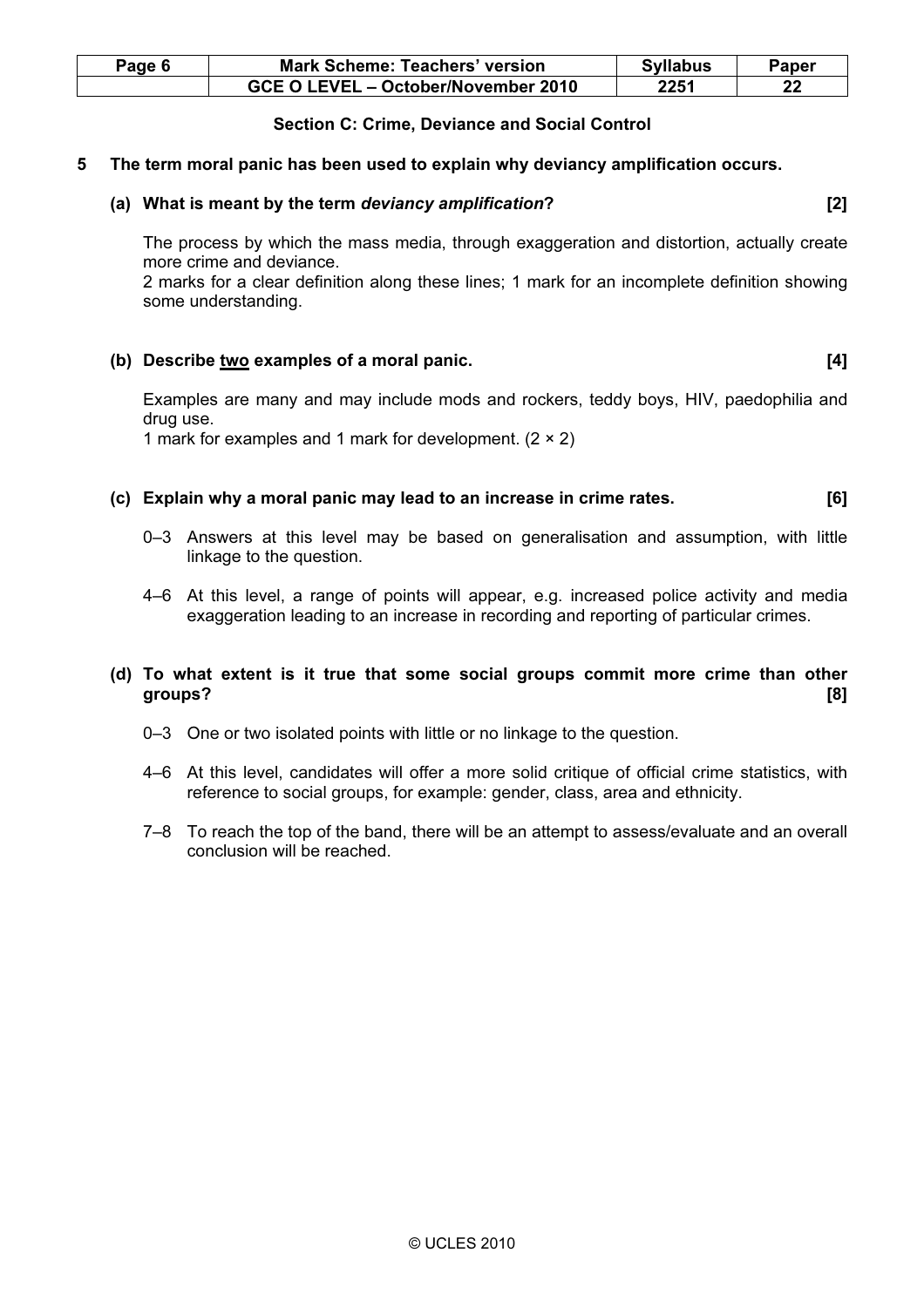### Section C: Crime, Deviance and Social Control

**5 The term moral panic has been used to explain why deviancy amplification occurs.**

**(a) What is meant by the term *deviancy amplification*? [2]**

The process by which the mass media, through exaggeration and distortion, actually create more crime and deviance.

2 marks for a clear definition along these lines; 1 mark for an incomplete definition showing some understanding.

**(b) Describe <u>two</u> examples of a moral panic. [4]**

Examples are many and may include mods and rockers, teddy boys, HIV, paedophilia and drug use.

1 mark for examples and 1 mark for development. (2 × 2)

**(c) Explain why a moral panic may lead to an increase in crime rates. [6]**

0–3 Answers at this level may be based on generalisation and assumption, with little linkage to the question.

4–6 At this level, a range of points will appear, e.g. increased police activity and media exaggeration leading to an increase in recording and reporting of particular crimes.

**(d) To what extent is it true that some social groups commit more crime than other groups? [8]**

0–3 One or two isolated points with little or no linkage to the question.

4–6 At this level, candidates will offer a more solid critique of official crime statistics, with reference to social groups, for example: gender, class, area and ethnicity.

7–8 To reach the top of the band, there will be an attempt to assess/evaluate and an overall conclusion will be reached.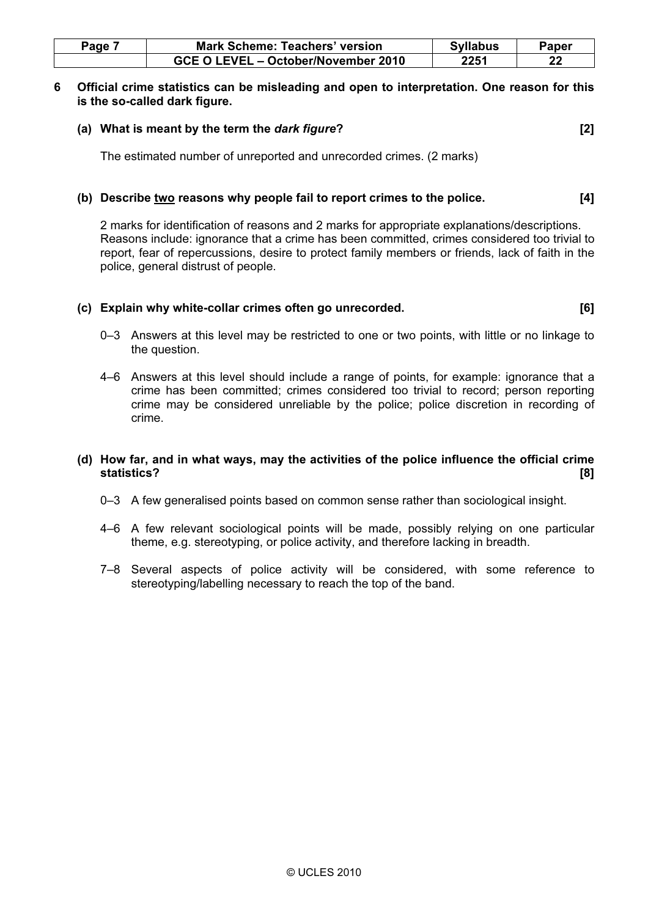**6 Official crime statistics can be misleading and open to interpretation. One reason for this is the so-called dark figure.**

**(a) What is meant by the term the *dark figure*? [2]**

The estimated number of unreported and unrecorded crimes. (2 marks)

**(b) Describe two reasons why people fail to report crimes to the police. [4]**

2 marks for identification of reasons and 2 marks for appropriate explanations/descriptions. Reasons include: ignorance that a crime has been committed, crimes considered too trivial to report, fear of repercussions, desire to protect family members or friends, lack of faith in the police, general distrust of people.

**(c) Explain why white-collar crimes often go unrecorded. [6]**

0–3 Answers at this level may be restricted to one or two points, with little or no linkage to the question.

4–6 Answers at this level should include a range of points, for example: ignorance that a crime has been committed; crimes considered too trivial to record; person reporting crime may be considered unreliable by the police; police discretion in recording of crime.

**(d) How far, and in what ways, may the activities of the police influence the official crime statistics? [8]**

0–3 A few generalised points based on common sense rather than sociological insight.

4–6 A few relevant sociological points will be made, possibly relying on one particular theme, e.g. stereotyping, or police activity, and therefore lacking in breadth.

7–8 Several aspects of police activity will be considered, with some reference to stereotyping/labelling necessary to reach the top of the band.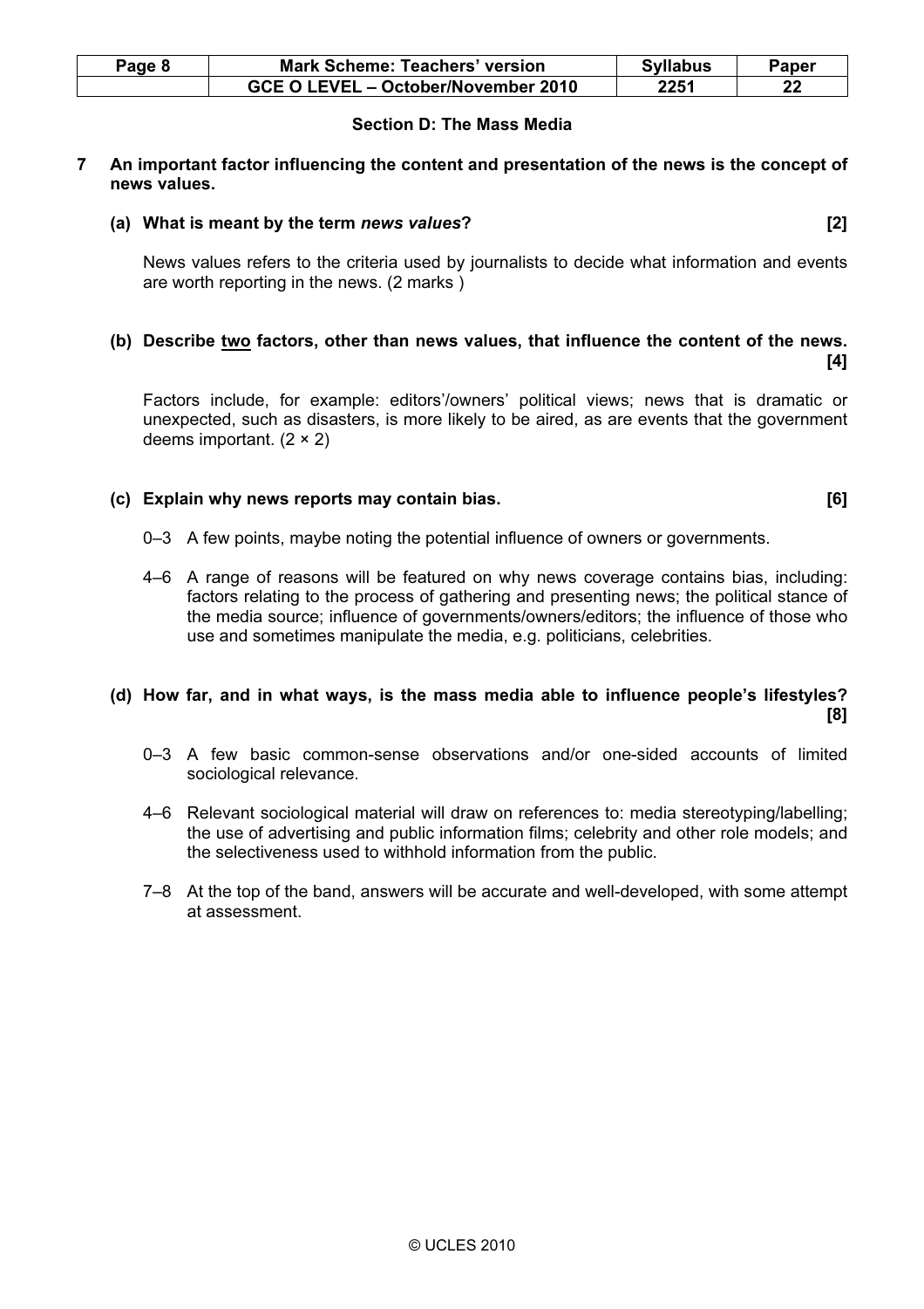## Section D: The Mass Media

**7 An important factor influencing the content and presentation of the news is the concept of news values.**

**(a) What is meant by the term *news values*? [2]**

News values refers to the criteria used by journalists to decide what information and events are worth reporting in the news. (2 marks )

**(b) Describe <u>two</u> factors, other than news values, that influence the content of the news. [4]**

Factors include, for example: editors'/owners' political views; news that is dramatic or unexpected, such as disasters, is more likely to be aired, as are events that the government deems important. (2 × 2)

**(c) Explain why news reports may contain bias. [6]**

0–3 A few points, maybe noting the potential influence of owners or governments.

4–6 A range of reasons will be featured on why news coverage contains bias, including: factors relating to the process of gathering and presenting news; the political stance of the media source; influence of governments/owners/editors; the influence of those who use and sometimes manipulate the media, e.g. politicians, celebrities.

**(d) How far, and in what ways, is the mass media able to influence people's lifestyles? [8]**

0–3 A few basic common-sense observations and/or one-sided accounts of limited sociological relevance.

4–6 Relevant sociological material will draw on references to: media stereotyping/labelling; the use of advertising and public information films; celebrity and other role models; and the selectiveness used to withhold information from the public.

7–8 At the top of the band, answers will be accurate and well-developed, with some attempt at assessment.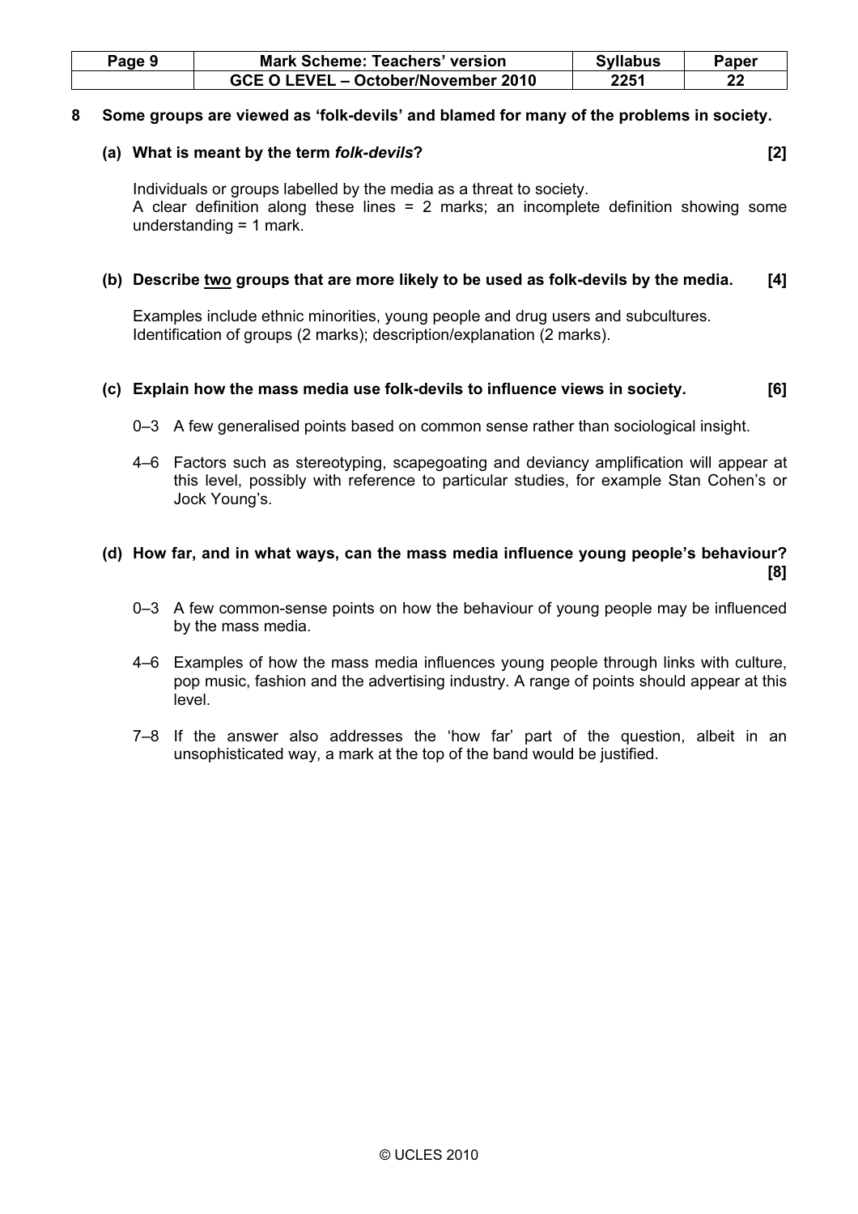**8 Some groups are viewed as 'folk-devils' and blamed for many of the problems in society.**

**(a) What is meant by the term *folk-devils*? [2]**

Individuals or groups labelled by the media as a threat to society.
A clear definition along these lines = 2 marks; an incomplete definition showing some understanding = 1 mark.

**(b) Describe <u>two</u> groups that are more likely to be used as folk-devils by the media. [4]**

Examples include ethnic minorities, young people and drug users and subcultures.
Identification of groups (2 marks); description/explanation (2 marks).

**(c) Explain how the mass media use folk-devils to influence views in society. [6]**

0–3 A few generalised points based on common sense rather than sociological insight.

4–6 Factors such as stereotyping, scapegoating and deviancy amplification will appear at this level, possibly with reference to particular studies, for example Stan Cohen's or Jock Young's.

**(d) How far, and in what ways, can the mass media influence young people's behaviour? [8]**

0–3 A few common-sense points on how the behaviour of young people may be influenced by the mass media.

4–6 Examples of how the mass media influences young people through links with culture, pop music, fashion and the advertising industry. A range of points should appear at this level.

7–8 If the answer also addresses the 'how far' part of the question, albeit in an unsophisticated way, a mark at the top of the band would be justified.